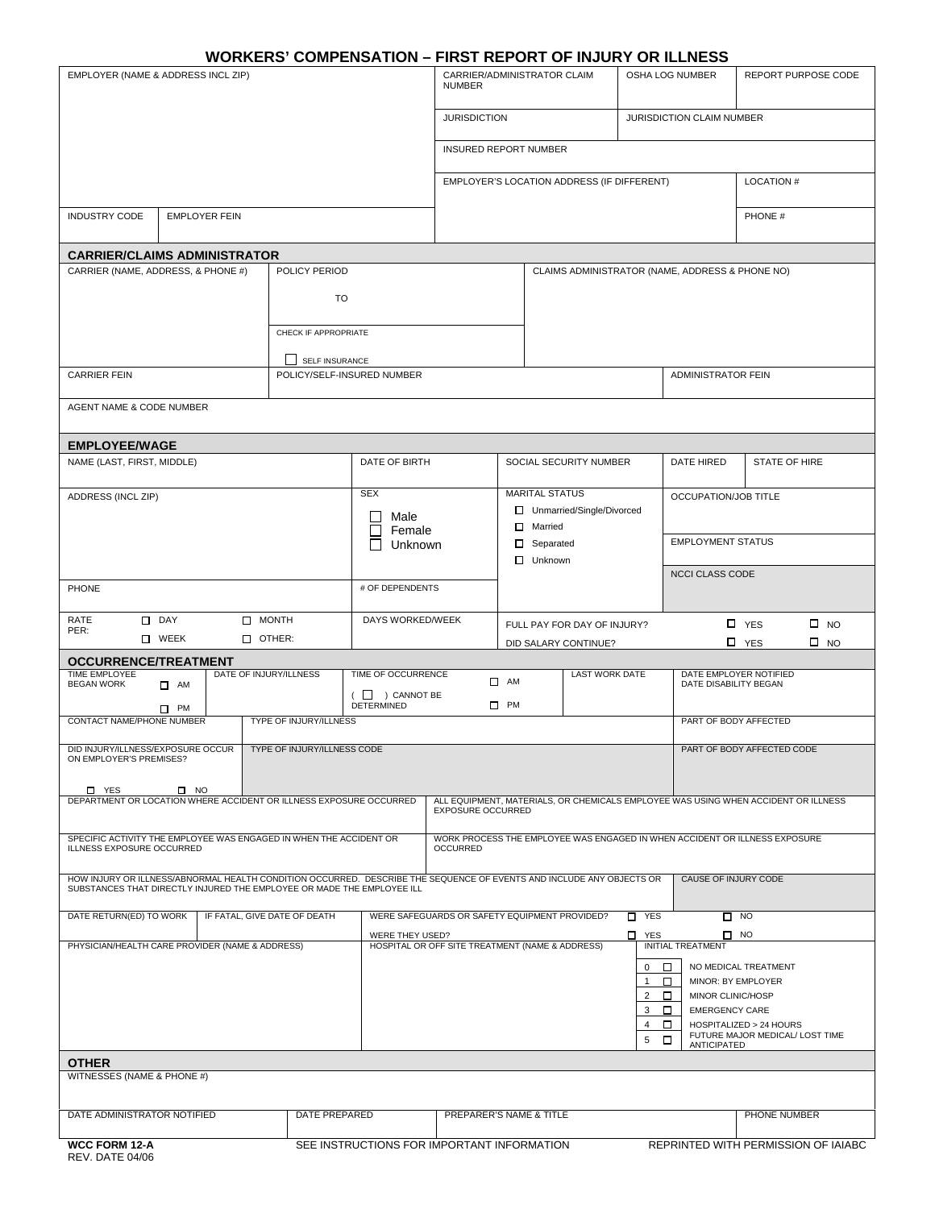# WORKERS' COMPENSATION – FIRST REPORT OF INJURY OR ILLNESS

| EMPLOYER (NAME & ADDRESS INCL ZIP) | CARRIER/ADMINISTRATOR CLAIM NUMBER | OSHA LOG NUMBER | REPORT PURPOSE CODE |
|---|---|---|---|
| | JURISDICTION | JURISDICTION CLAIM NUMBER | |
| | INSURED REPORT NUMBER | | |
| | EMPLOYER'S LOCATION ADDRESS (IF DIFFERENT) | | LOCATION # |
| INDUSTRY CODE / EMPLOYER FEIN | | | PHONE # |

## CARRIER/CLAIMS ADMINISTRATOR

| CARRIER (NAME, ADDRESS, & PHONE #) | POLICY PERIOD TO | CLAIMS ADMINISTRATOR (NAME, ADDRESS & PHONE NO) |
|---|---|---|
| | CHECK IF APPROPRIATE ☐ SELF INSURANCE | |
| CARRIER FEIN | POLICY/SELF-INSURED NUMBER | ADMINISTRATOR FEIN |
| AGENT NAME & CODE NUMBER | | |

## EMPLOYEE/WAGE

| NAME (LAST, FIRST, MIDDLE) | DATE OF BIRTH | SOCIAL SECURITY NUMBER | DATE HIRED | STATE OF HIRE |
|---|---|---|---|---|
| ADDRESS (INCL ZIP) | SEX ☐ Male ☐ Female ☐ Unknown | MARITAL STATUS ☐ Unmarried/Single/Divorced ☐ Married ☐ Separated ☐ Unknown | OCCUPATION/JOB TITLE | |
| | | | EMPLOYMENT STATUS | |
| | | | NCCI CLASS CODE | |
| PHONE | # OF DEPENDENTS | | | |
| RATE PER: ☐ DAY ☐ MONTH ☐ WEEK ☐ OTHER: | DAYS WORKED/WEEK | FULL PAY FOR DAY OF INJURY? ☐ YES ☐ NO | | |
| | | DID SALARY CONTINUE? ☐ YES ☐ NO | | |

## OCCURRENCE/TREATMENT

| TIME EMPLOYEE BEGAN WORK ☐ AM ☐ PM | DATE OF INJURY/ILLNESS | TIME OF OCCURRENCE ☐ AM ☐ PM ( ☐ ) CANNOT BE DETERMINED | LAST WORK DATE | DATE EMPLOYER NOTIFIED / DATE DISABILITY BEGAN |
|---|---|---|---|---|
| CONTACT NAME/PHONE NUMBER | TYPE OF INJURY/ILLNESS | | | PART OF BODY AFFECTED |
| DID INJURY/ILLNESS/EXPOSURE OCCUR ON EMPLOYER'S PREMISES? ☐ YES ☐ NO | TYPE OF INJURY/ILLNESS CODE | | | PART OF BODY AFFECTED CODE |
| DEPARTMENT OR LOCATION WHERE ACCIDENT OR ILLNESS EXPOSURE OCCURRED | | ALL EQUIPMENT, MATERIALS, OR CHEMICALS EMPLOYEE WAS USING WHEN ACCIDENT OR ILLNESS EXPOSURE OCCURRED | | |
| SPECIFIC ACTIVITY THE EMPLOYEE WAS ENGAGED IN WHEN THE ACCIDENT OR ILLNESS EXPOSURE OCCURRED | | WORK PROCESS THE EMPLOYEE WAS ENGAGED IN WHEN ACCIDENT OR ILLNESS EXPOSURE OCCURRED | | |
| HOW INJURY OR ILLNESS/ABNORMAL HEALTH CONDITION OCCURRED. DESCRIBE THE SEQUENCE OF EVENTS AND INCLUDE ANY OBJECTS OR SUBSTANCES THAT DIRECTLY INJURED THE EMPLOYEE OR MADE THE EMPLOYEE ILL | | | | CAUSE OF INJURY CODE |
| DATE RETURN(ED) TO WORK | IF FATAL, GIVE DATE OF DEATH | WERE SAFEGUARDS OR SAFETY EQUIPMENT PROVIDED? ☐ YES ☐ NO<br>WERE THEY USED? ☐ YES ☐ NO | | |
| PHYSICIAN/HEALTH CARE PROVIDER (NAME & ADDRESS) | | HOSPITAL OR OFF SITE TREATMENT (NAME & ADDRESS) | | INITIAL TREATMENT<br>0 ☐ NO MEDICAL TREATMENT<br>1 ☐ MINOR: BY EMPLOYER<br>2 ☐ MINOR CLINIC/HOSP<br>3 ☐ EMERGENCY CARE<br>4 ☐ HOSPITALIZED > 24 HOURS<br>5 ☐ FUTURE MAJOR MEDICAL/ LOST TIME ANTICIPATED |

## OTHER

| WITNESSES (NAME & PHONE #) | | | |
|---|---|---|---|
| DATE ADMINISTRATOR NOTIFIED | DATE PREPARED | PREPARER'S NAME & TITLE | PHONE NUMBER |

**WCC FORM 12-A** SEE INSTRUCTIONS FOR IMPORTANT INFORMATION REPRINTED WITH PERMISSION OF IAIABC
REV. DATE 04/06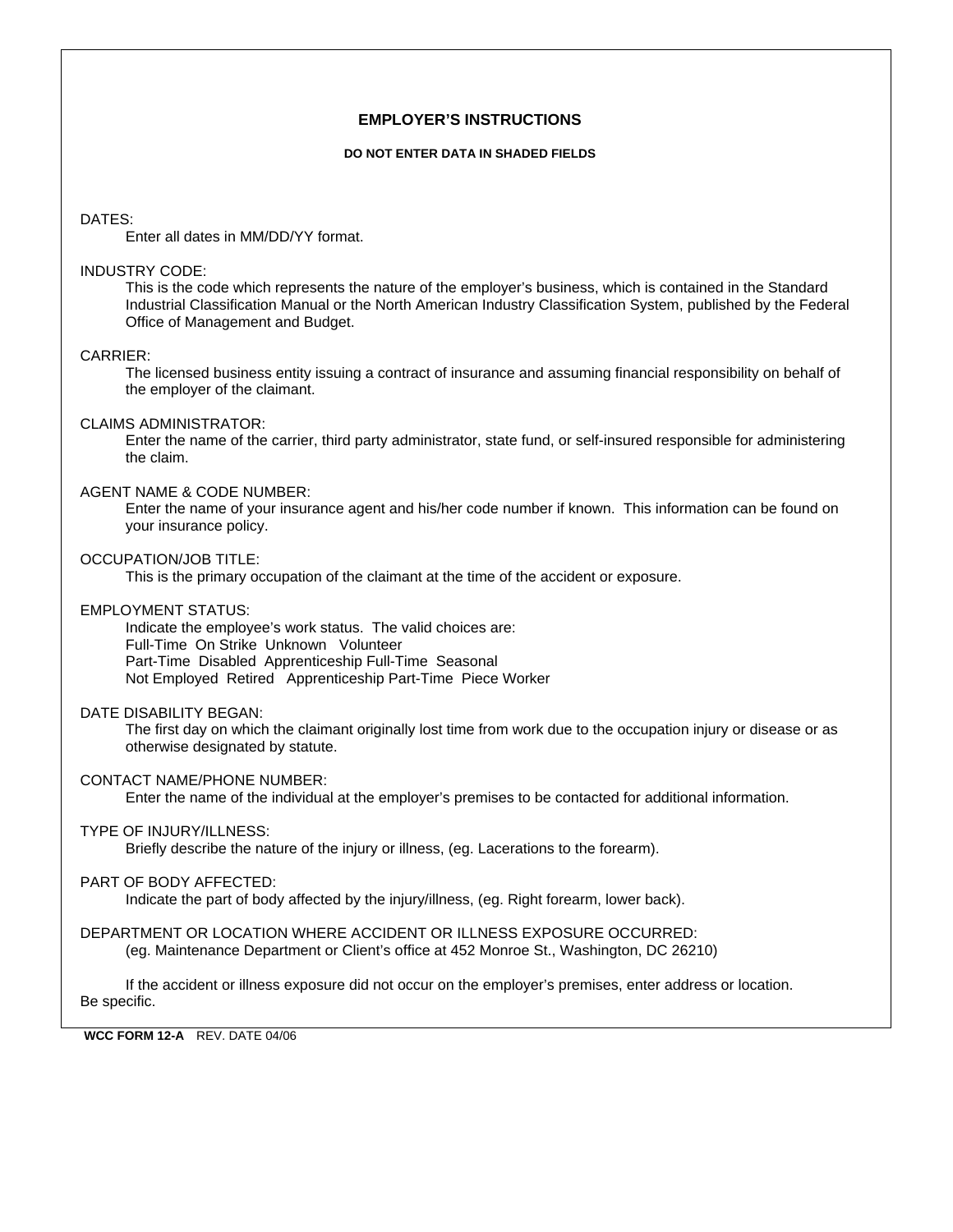## EMPLOYER'S INSTRUCTIONS

**DO NOT ENTER DATA IN SHADED FIELDS**

DATES:
Enter all dates in MM/DD/YY format.

INDUSTRY CODE:
This is the code which represents the nature of the employer's business, which is contained in the Standard Industrial Classification Manual or the North American Industry Classification System, published by the Federal Office of Management and Budget.

CARRIER:
The licensed business entity issuing a contract of insurance and assuming financial responsibility on behalf of the employer of the claimant.

CLAIMS ADMINISTRATOR:
Enter the name of the carrier, third party administrator, state fund, or self-insured responsible for administering the claim.

AGENT NAME & CODE NUMBER:
Enter the name of your insurance agent and his/her code number if known. This information can be found on your insurance policy.

OCCUPATION/JOB TITLE:
This is the primary occupation of the claimant at the time of the accident or exposure.

EMPLOYMENT STATUS:
Indicate the employee's work status. The valid choices are:
Full-Time On Strike Unknown Volunteer
Part-Time Disabled Apprenticeship Full-Time Seasonal
Not Employed Retired Apprenticeship Part-Time Piece Worker

DATE DISABILITY BEGAN:
The first day on which the claimant originally lost time from work due to the occupation injury or disease or as otherwise designated by statute.

CONTACT NAME/PHONE NUMBER:
Enter the name of the individual at the employer's premises to be contacted for additional information.

TYPE OF INJURY/ILLNESS:
Briefly describe the nature of the injury or illness, (eg. Lacerations to the forearm).

PART OF BODY AFFECTED:
Indicate the part of body affected by the injury/illness, (eg. Right forearm, lower back).

DEPARTMENT OR LOCATION WHERE ACCIDENT OR ILLNESS EXPOSURE OCCURRED:
(eg. Maintenance Department or Client's office at 452 Monroe St., Washington, DC 26210)

If the accident or illness exposure did not occur on the employer's premises, enter address or location. Be specific.

**WCC FORM 12-A** REV. DATE 04/06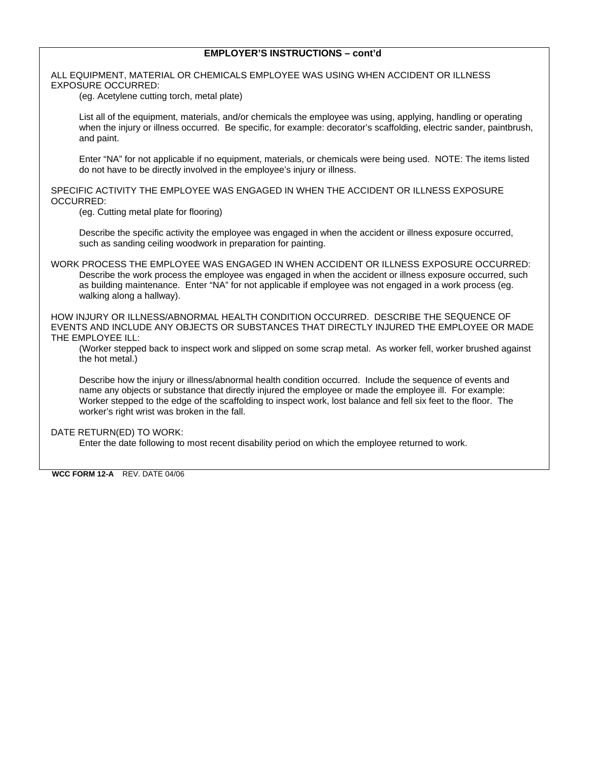## EMPLOYER'S INSTRUCTIONS – cont'd

ALL EQUIPMENT, MATERIAL OR CHEMICALS EMPLOYEE WAS USING WHEN ACCIDENT OR ILLNESS EXPOSURE OCCURRED:

(eg. Acetylene cutting torch, metal plate)

List all of the equipment, materials, and/or chemicals the employee was using, applying, handling or operating when the injury or illness occurred. Be specific, for example: decorator's scaffolding, electric sander, paintbrush, and paint.

Enter "NA" for not applicable if no equipment, materials, or chemicals were being used. NOTE: The items listed do not have to be directly involved in the employee's injury or illness.

SPECIFIC ACTIVITY THE EMPLOYEE WAS ENGAGED IN WHEN THE ACCIDENT OR ILLNESS EXPOSURE OCCURRED:

(eg. Cutting metal plate for flooring)

Describe the specific activity the employee was engaged in when the accident or illness exposure occurred, such as sanding ceiling woodwork in preparation for painting.

WORK PROCESS THE EMPLOYEE WAS ENGAGED IN WHEN ACCIDENT OR ILLNESS EXPOSURE OCCURRED:

Describe the work process the employee was engaged in when the accident or illness exposure occurred, such as building maintenance. Enter "NA" for not applicable if employee was not engaged in a work process (eg. walking along a hallway).

HOW INJURY OR ILLNESS/ABNORMAL HEALTH CONDITION OCCURRED. DESCRIBE THE SEQUENCE OF EVENTS AND INCLUDE ANY OBJECTS OR SUBSTANCES THAT DIRECTLY INJURED THE EMPLOYEE OR MADE THE EMPLOYEE ILL:

(Worker stepped back to inspect work and slipped on some scrap metal. As worker fell, worker brushed against the hot metal.)

Describe how the injury or illness/abnormal health condition occurred. Include the sequence of events and name any objects or substance that directly injured the employee or made the employee ill. For example: Worker stepped to the edge of the scaffolding to inspect work, lost balance and fell six feet to the floor. The worker's right wrist was broken in the fall.

DATE RETURN(ED) TO WORK:

Enter the date following to most recent disability period on which the employee returned to work.

**WCC FORM 12-A** REV. DATE 04/06